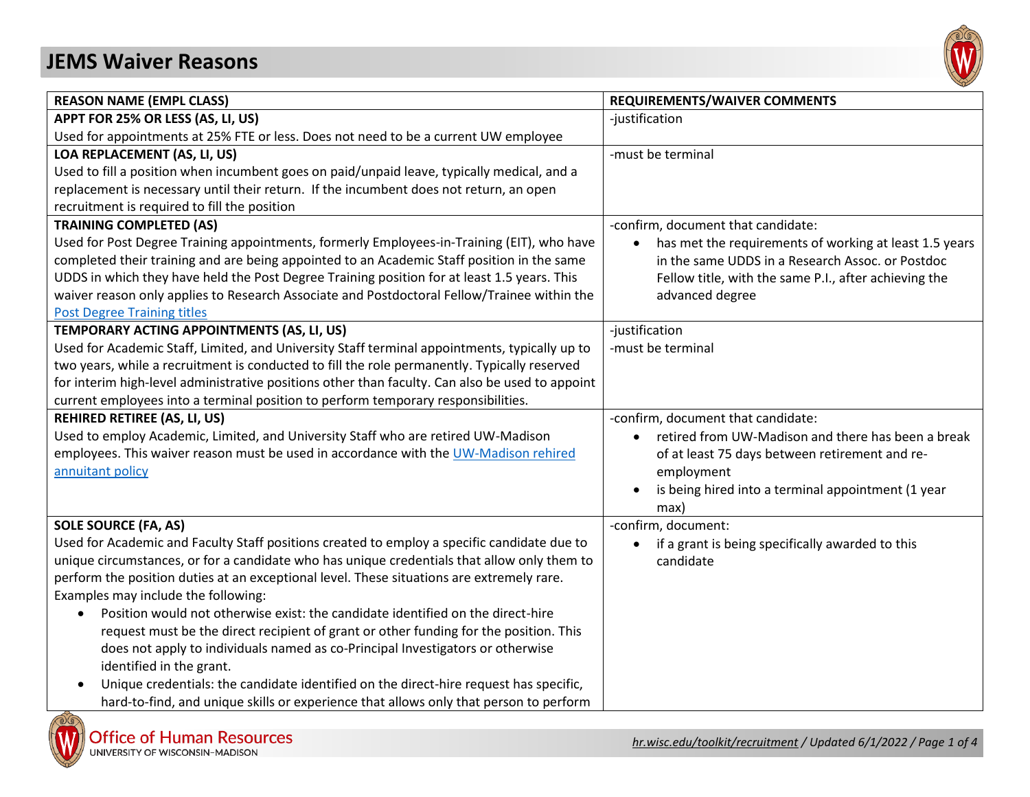# JEMS Waiver Reasons

| REASON NAME (EMPL CLASS) | REQUIREMENTS/WAIVER COMMENTS |
|---|---|
| **APPT FOR 25% OR LESS (AS, LI, US)**<br>Used for appointments at 25% FTE or less. Does not need to be a current UW employee | -justification |
| **LOA REPLACEMENT (AS, LI, US)**<br>Used to fill a position when incumbent goes on paid/unpaid leave, typically medical, and a replacement is necessary until their return. If the incumbent does not return, an open recruitment is required to fill the position | -must be terminal |
| **TRAINING COMPLETED (AS)**<br>Used for Post Degree Training appointments, formerly Employees-in-Training (EIT), who have completed their training and are being appointed to an Academic Staff position in the same UDDS in which they have held the Post Degree Training position for at least 1.5 years. This waiver reason only applies to Research Associate and Postdoctoral Fellow/Trainee within the [Post Degree Training titles]() | -confirm, document that candidate:<br>• has met the requirements of working at least 1.5 years in the same UDDS in a Research Assoc. or Postdoc Fellow title, with the same P.I., after achieving the advanced degree |
| **TEMPORARY ACTING APPOINTMENTS (AS, LI, US)**<br>Used for Academic Staff, Limited, and University Staff terminal appointments, typically up to two years, while a recruitment is conducted to fill the role permanently. Typically reserved for interim high-level administrative positions other than faculty. Can also be used to appoint current employees into a terminal position to perform temporary responsibilities. | -justification<br>-must be terminal |
| **REHIRED RETIREE (AS, LI, US)**<br>Used to employ Academic, Limited, and University Staff who are retired UW-Madison employees. This waiver reason must be used in accordance with the [UW-Madison rehired annuitant policy]() | -confirm, document that candidate:<br>• retired from UW-Madison and there has been a break of at least 75 days between retirement and re-employment<br>• is being hired into a terminal appointment (1 year max) |
| **SOLE SOURCE (FA, AS)**<br>Used for Academic and Faculty Staff positions created to employ a specific candidate due to unique circumstances, or for a candidate who has unique credentials that allow only them to perform the position duties at an exceptional level. These situations are extremely rare. Examples may include the following:<br>• Position would not otherwise exist: the candidate identified on the direct-hire request must be the direct recipient of grant or other funding for the position. This does not apply to individuals named as co-Principal Investigators or otherwise identified in the grant.<br>• Unique credentials: the candidate identified on the direct-hire request has specific, hard-to-find, and unique skills or experience that allows only that person to perform | -confirm, document:<br>• if a grant is being specifically awarded to this candidate |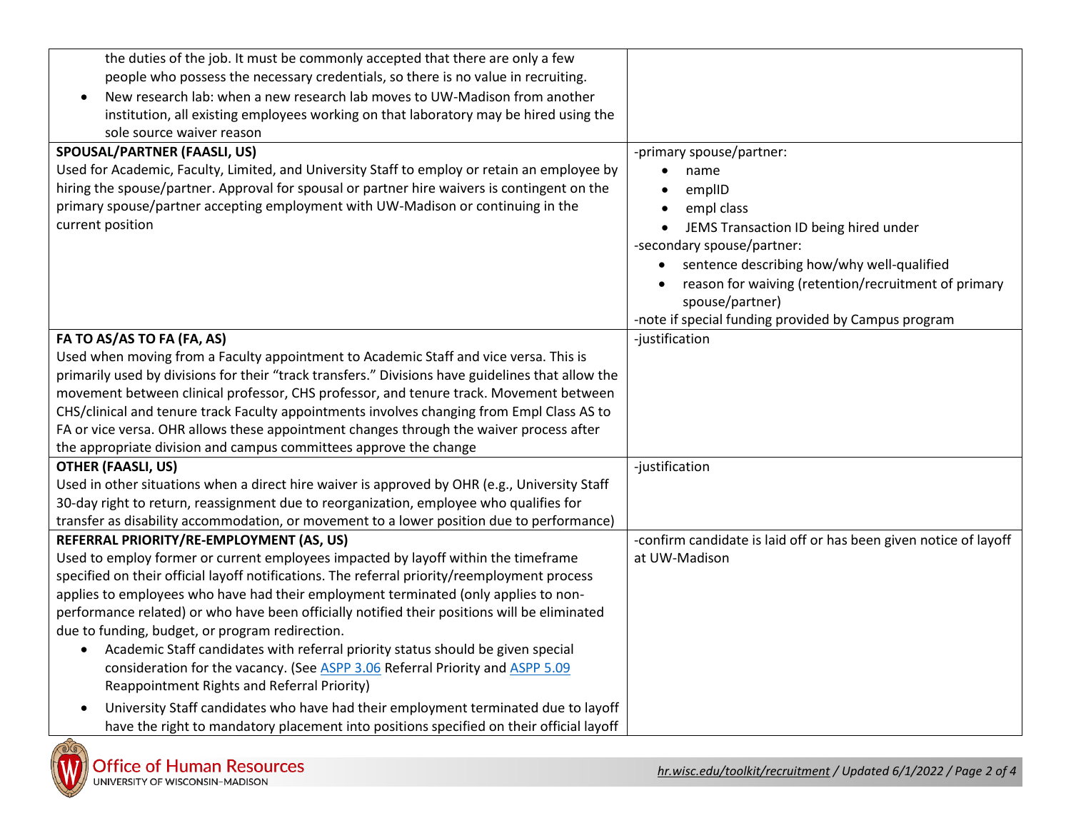| | |
|---|---|
| the duties of the job. It must be commonly accepted that there are only a few people who possess the necessary credentials, so there is no value in recruiting.<br>• New research lab: when a new research lab moves to UW-Madison from another institution, all existing employees working on that laboratory may be hired using the sole source waiver reason | |
| **SPOUSAL/PARTNER (FAASLI, US)**<br>Used for Academic, Faculty, Limited, and University Staff to employ or retain an employee by hiring the spouse/partner. Approval for spousal or partner hire waivers is contingent on the primary spouse/partner accepting employment with UW-Madison or continuing in the current position | -primary spouse/partner:<br>• name<br>• emplID<br>• empl class<br>• JEMS Transaction ID being hired under<br>-secondary spouse/partner:<br>• sentence describing how/why well-qualified<br>• reason for waiving (retention/recruitment of primary spouse/partner)<br>-note if special funding provided by Campus program |
| **FA TO AS/AS TO FA (FA, AS)**<br>Used when moving from a Faculty appointment to Academic Staff and vice versa. This is primarily used by divisions for their "track transfers." Divisions have guidelines that allow the movement between clinical professor, CHS professor, and tenure track. Movement between CHS/clinical and tenure track Faculty appointments involves changing from Empl Class AS to FA or vice versa. OHR allows these appointment changes through the waiver process after the appropriate division and campus committees approve the change | -justification |
| **OTHER (FAASLI, US)**<br>Used in other situations when a direct hire waiver is approved by OHR (e.g., University Staff 30-day right to return, reassignment due to reorganization, employee who qualifies for transfer as disability accommodation, or movement to a lower position due to performance) | -justification |
| **REFERRAL PRIORITY/RE-EMPLOYMENT (AS, US)**<br>Used to employ former or current employees impacted by layoff within the timeframe specified on their official layoff notifications. The referral priority/reemployment process applies to employees who have had their employment terminated (only applies to non-performance related) or who have been officially notified their positions will be eliminated due to funding, budget, or program redirection.<br>• Academic Staff candidates with referral priority status should be given special consideration for the vacancy. (See ASPP 3.06 Referral Priority and ASPP 5.09 Reappointment Rights and Referral Priority)<br>• University Staff candidates who have had their employment terminated due to layoff have the right to mandatory placement into positions specified on their official layoff | -confirm candidate is laid off or has been given notice of layoff at UW-Madison |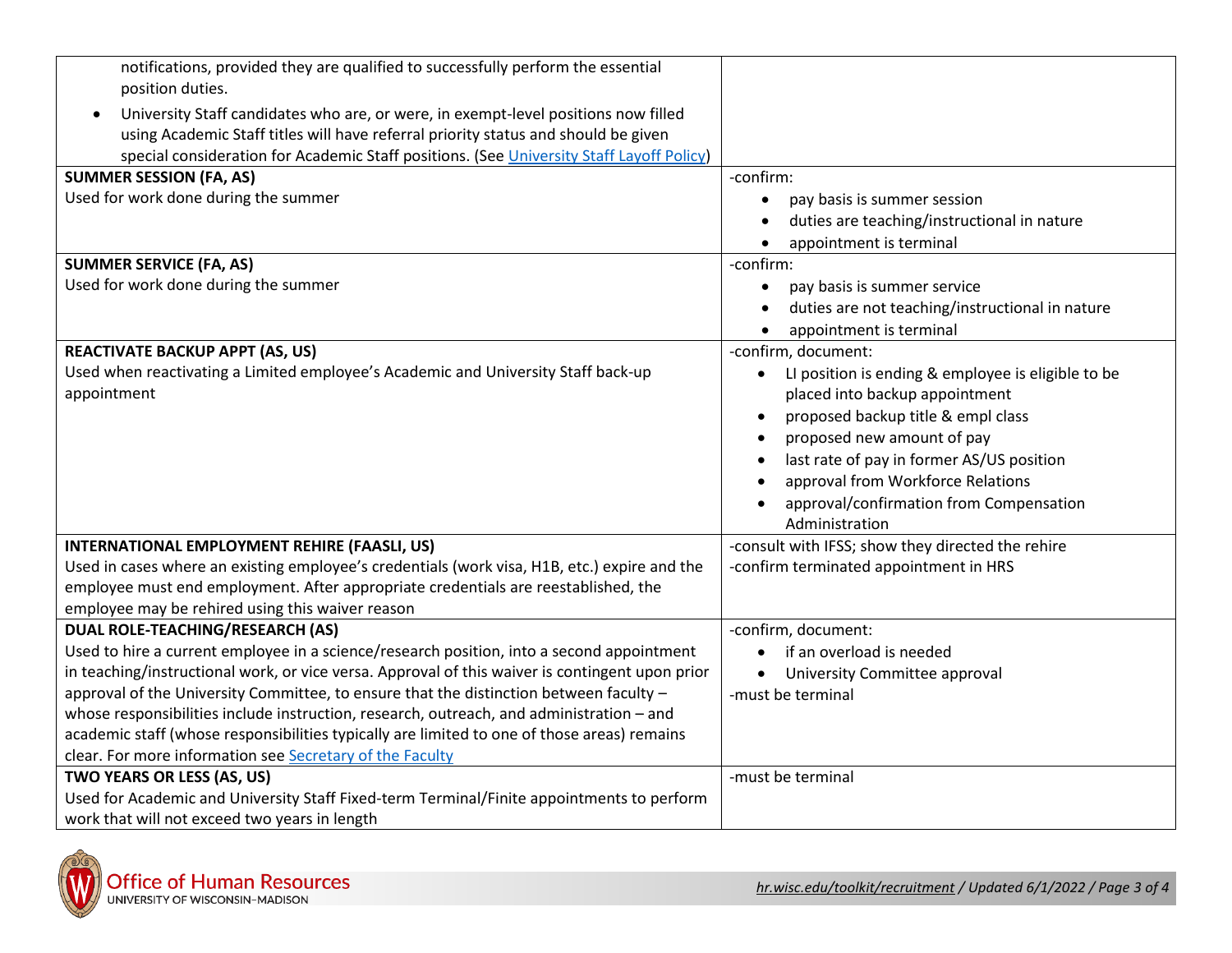| | |
|---|---|
| notifications, provided they are qualified to successfully perform the essential position duties.<br>• University Staff candidates who are, or were, in exempt-level positions now filled using Academic Staff titles will have referral priority status and should be given special consideration for Academic Staff positions. (See [University Staff Layoff Policy](#)) | |
| **SUMMER SESSION (FA, AS)**<br>Used for work done during the summer | -confirm:<br>• pay basis is summer session<br>• duties are teaching/instructional in nature<br>• appointment is terminal |
| **SUMMER SERVICE (FA, AS)**<br>Used for work done during the summer | -confirm:<br>• pay basis is summer service<br>• duties are not teaching/instructional in nature<br>• appointment is terminal |
| **REACTIVATE BACKUP APPT (AS, US)**<br>Used when reactivating a Limited employee's Academic and University Staff back-up appointment | -confirm, document:<br>• LI position is ending & employee is eligible to be placed into backup appointment<br>• proposed backup title & empl class<br>• proposed new amount of pay<br>• last rate of pay in former AS/US position<br>• approval from Workforce Relations<br>• approval/confirmation from Compensation Administration |
| **INTERNATIONAL EMPLOYMENT REHIRE (FAASLI, US)**<br>Used in cases where an existing employee's credentials (work visa, H1B, etc.) expire and the employee must end employment. After appropriate credentials are reestablished, the employee may be rehired using this waiver reason | -consult with IFSS; show they directed the rehire<br>-confirm terminated appointment in HRS |
| **DUAL ROLE-TEACHING/RESEARCH (AS)**<br>Used to hire a current employee in a science/research position, into a second appointment in teaching/instructional work, or vice versa. Approval of this waiver is contingent upon prior approval of the University Committee, to ensure that the distinction between faculty – whose responsibilities include instruction, research, outreach, and administration – and academic staff (whose responsibilities typically are limited to one of those areas) remains clear. For more information see [Secretary of the Faculty](#) | -confirm, document:<br>• if an overload is needed<br>• University Committee approval<br>-must be terminal |
| **TWO YEARS OR LESS (AS, US)**<br>Used for Academic and University Staff Fixed-term Terminal/Finite appointments to perform work that will not exceed two years in length | -must be terminal |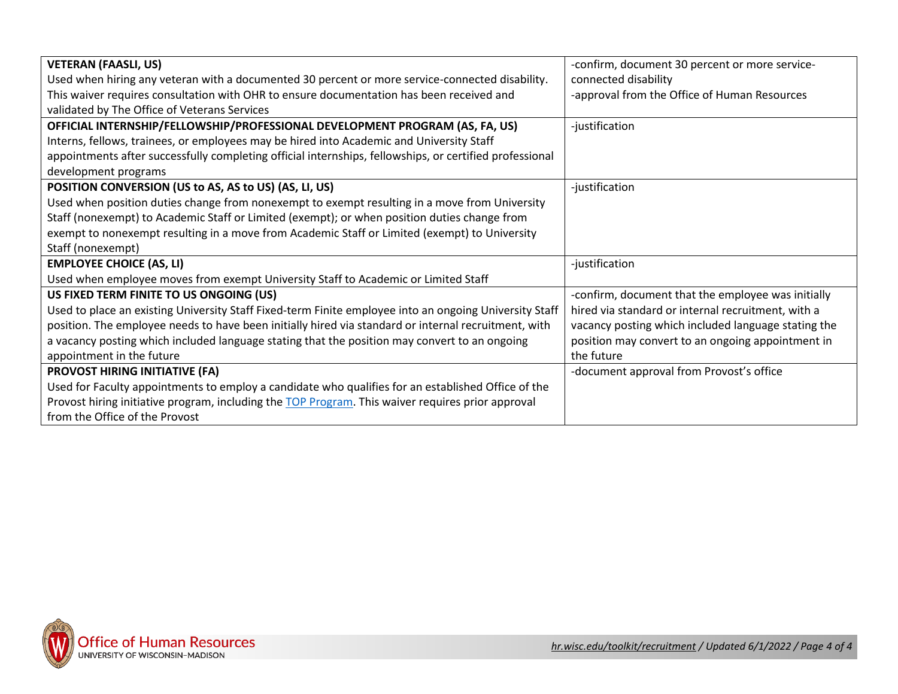| | |
|---|---|
| **VETERAN (FAASLI, US)**<br>Used when hiring any veteran with a documented 30 percent or more service-connected disability. This waiver requires consultation with OHR to ensure documentation has been received and validated by The Office of Veterans Services | -confirm, document 30 percent or more service-connected disability<br>-approval from the Office of Human Resources |
| **OFFICIAL INTERNSHIP/FELLOWSHIP/PROFESSIONAL DEVELOPMENT PROGRAM (AS, FA, US)**<br>Interns, fellows, trainees, or employees may be hired into Academic and University Staff appointments after successfully completing official internships, fellowships, or certified professional development programs | -justification |
| **POSITION CONVERSION (US to AS, AS to US) (AS, LI, US)**<br>Used when position duties change from nonexempt to exempt resulting in a move from University Staff (nonexempt) to Academic Staff or Limited (exempt); or when position duties change from exempt to nonexempt resulting in a move from Academic Staff or Limited (exempt) to University Staff (nonexempt) | -justification |
| **EMPLOYEE CHOICE (AS, LI)**<br>Used when employee moves from exempt University Staff to Academic or Limited Staff | -justification |
| **US FIXED TERM FINITE TO US ONGOING (US)**<br>Used to place an existing University Staff Fixed-term Finite employee into an ongoing University Staff position. The employee needs to have been initially hired via standard or internal recruitment, with a vacancy posting which included language stating that the position may convert to an ongoing appointment in the future | -confirm, document that the employee was initially hired via standard or internal recruitment, with a vacancy posting which included language stating the position may convert to an ongoing appointment in the future |
| **PROVOST HIRING INITIATIVE (FA)**<br>Used for Faculty appointments to employ a candidate who qualifies for an established Office of the Provost hiring initiative program, including the TOP Program. This waiver requires prior approval from the Office of the Provost | -document approval from Provost's office |